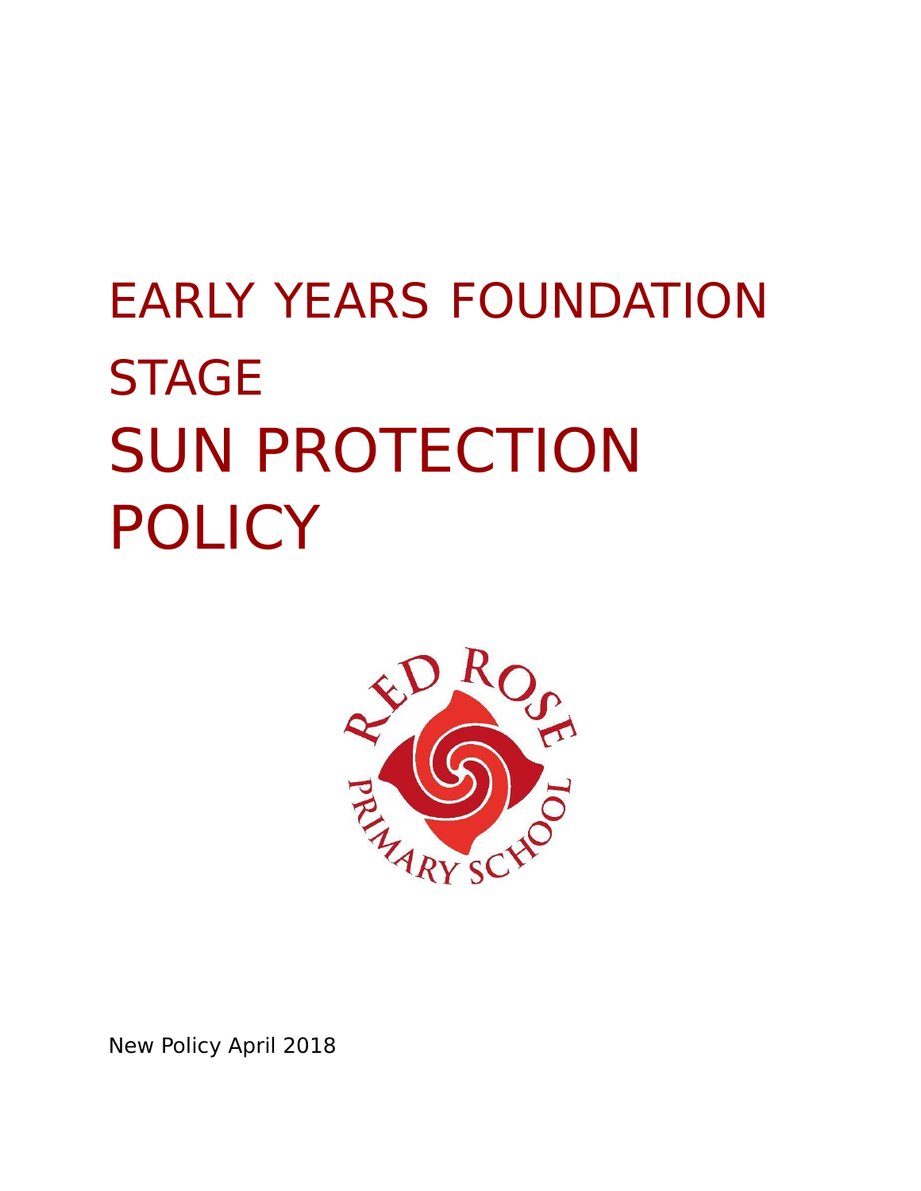# EARLY YEARS FOUNDATION STAGE

# SUN PROTECTION POLICY

New Policy April 2018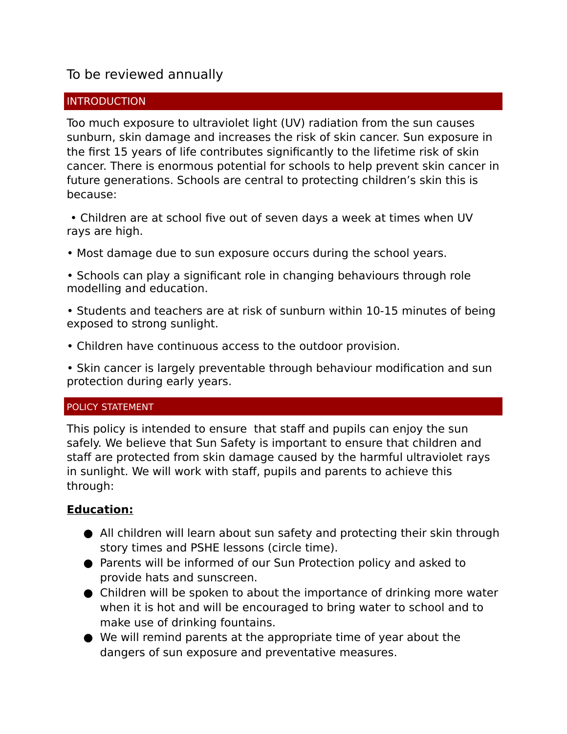To be reviewed annually

## INTRODUCTION

Too much exposure to ultraviolet light (UV) radiation from the sun causes sunburn, skin damage and increases the risk of skin cancer. Sun exposure in the first 15 years of life contributes significantly to the lifetime risk of skin cancer. There is enormous potential for schools to help prevent skin cancer in future generations. Schools are central to protecting children's skin this is because:

• Children are at school five out of seven days a week at times when UV rays are high.

• Most damage due to sun exposure occurs during the school years.

• Schools can play a significant role in changing behaviours through role modelling and education.

• Students and teachers are at risk of sunburn within 10-15 minutes of being exposed to strong sunlight.

• Children have continuous access to the outdoor provision.

• Skin cancer is largely preventable through behaviour modification and sun protection during early years.

## POLICY STATEMENT

This policy is intended to ensure that staff and pupils can enjoy the sun safely. We believe that Sun Safety is important to ensure that children and staff are protected from skin damage caused by the harmful ultraviolet rays in sunlight. We will work with staff, pupils and parents to achieve this through:

**Education:**

- All children will learn about sun safety and protecting their skin through story times and PSHE lessons (circle time).
- Parents will be informed of our Sun Protection policy and asked to provide hats and sunscreen.
- Children will be spoken to about the importance of drinking more water when it is hot and will be encouraged to bring water to school and to make use of drinking fountains.
- We will remind parents at the appropriate time of year about the dangers of sun exposure and preventative measures.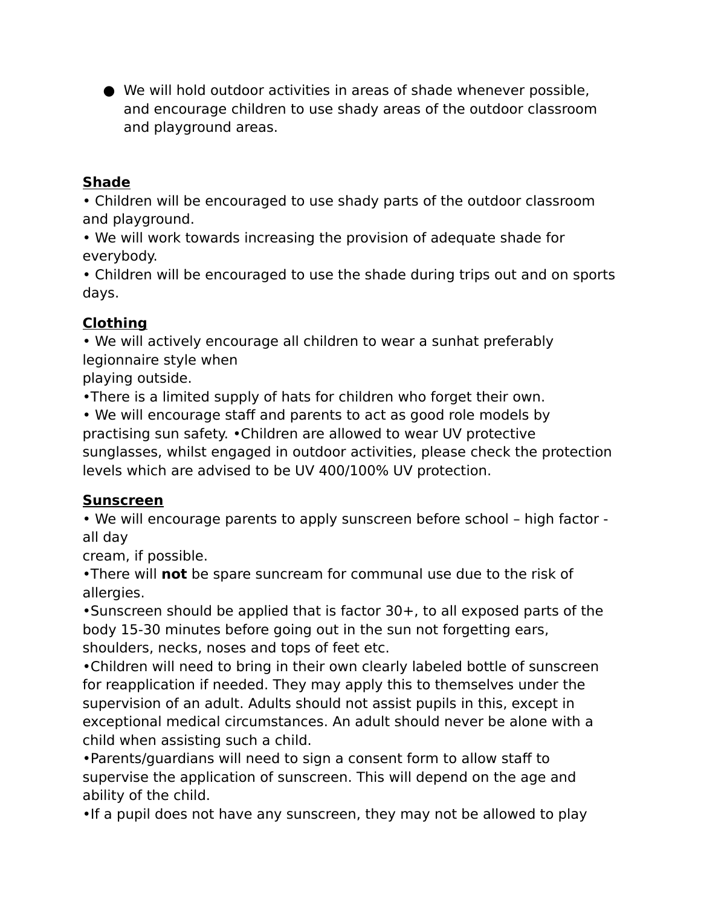- We will hold outdoor activities in areas of shade whenever possible, and encourage children to use shady areas of the outdoor classroom and playground areas.

**Shade**

• Children will be encouraged to use shady parts of the outdoor classroom and playground.
• We will work towards increasing the provision of adequate shade for everybody.
• Children will be encouraged to use the shade during trips out and on sports days.

**Clothing**

• We will actively encourage all children to wear a sunhat preferably legionnaire style when playing outside.
•There is a limited supply of hats for children who forget their own.
• We will encourage staff and parents to act as good role models by practising sun safety. •Children are allowed to wear UV protective sunglasses, whilst engaged in outdoor activities, please check the protection levels which are advised to be UV 400/100% UV protection.

**Sunscreen**

• We will encourage parents to apply sunscreen before school – high factor - all day cream, if possible.
•There will **not** be spare suncream for communal use due to the risk of allergies.
•Sunscreen should be applied that is factor 30+, to all exposed parts of the body 15-30 minutes before going out in the sun not forgetting ears, shoulders, necks, noses and tops of feet etc.
•Children will need to bring in their own clearly labeled bottle of sunscreen for reapplication if needed. They may apply this to themselves under the supervision of an adult. Adults should not assist pupils in this, except in exceptional medical circumstances. An adult should never be alone with a child when assisting such a child.
•Parents/guardians will need to sign a consent form to allow staff to supervise the application of sunscreen. This will depend on the age and ability of the child.
•If a pupil does not have any sunscreen, they may not be allowed to play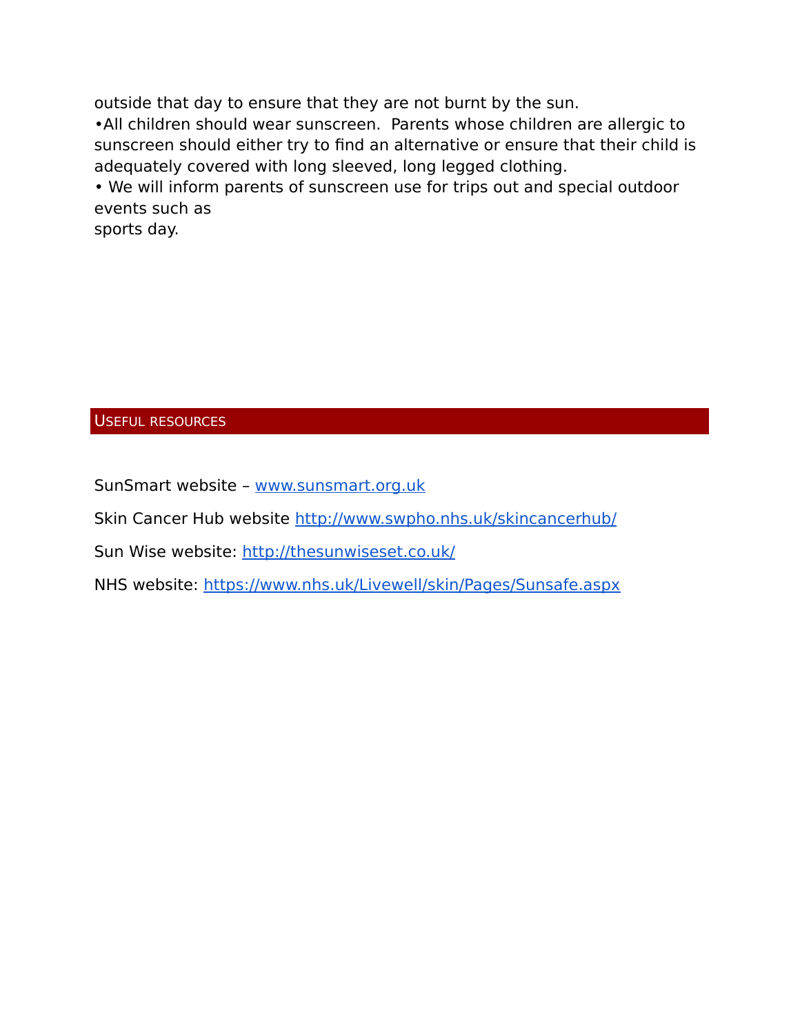outside that day to ensure that they are not burnt by the sun.

•All children should wear sunscreen.  Parents whose children are allergic to sunscreen should either try to find an alternative or ensure that their child is adequately covered with long sleeved, long legged clothing.

• We will inform parents of sunscreen use for trips out and special outdoor events such as sports day.

## Useful resources

SunSmart website – [www.sunsmart.org.uk](http://www.sunsmart.org.uk)

Skin Cancer Hub website [http://www.swpho.nhs.uk/skincancerhub/](http://www.swpho.nhs.uk/skincancerhub/)

Sun Wise website: [http://thesunwiseset.co.uk/](http://thesunwiseset.co.uk/)

NHS website: [https://www.nhs.uk/Livewell/skin/Pages/Sunsafe.aspx](https://www.nhs.uk/Livewell/skin/Pages/Sunsafe.aspx)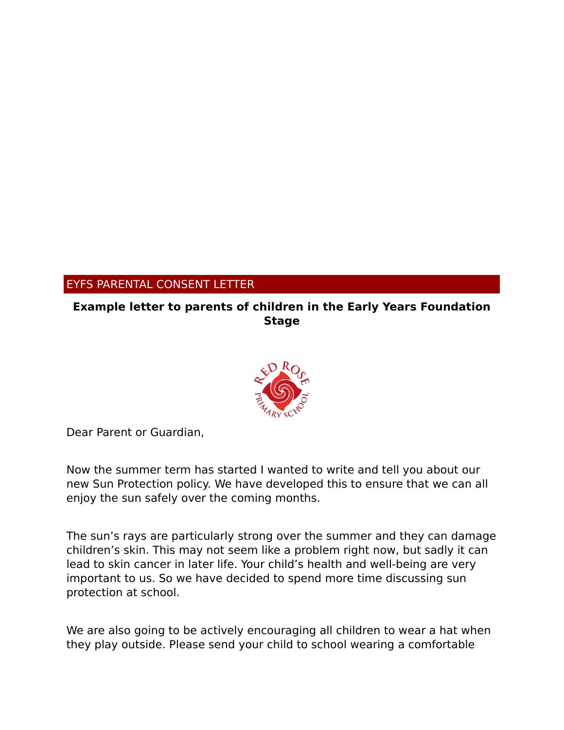## EYFS PARENTAL CONSENT LETTER

**Example letter to parents of children in the Early Years Foundation Stage**

Dear Parent or Guardian,

Now the summer term has started I wanted to write and tell you about our new Sun Protection policy. We have developed this to ensure that we can all enjoy the sun safely over the coming months.

The sun's rays are particularly strong over the summer and they can damage children's skin. This may not seem like a problem right now, but sadly it can lead to skin cancer in later life. Your child's health and well-being are very important to us. So we have decided to spend more time discussing sun protection at school.

We are also going to be actively encouraging all children to wear a hat when they play outside. Please send your child to school wearing a comfortable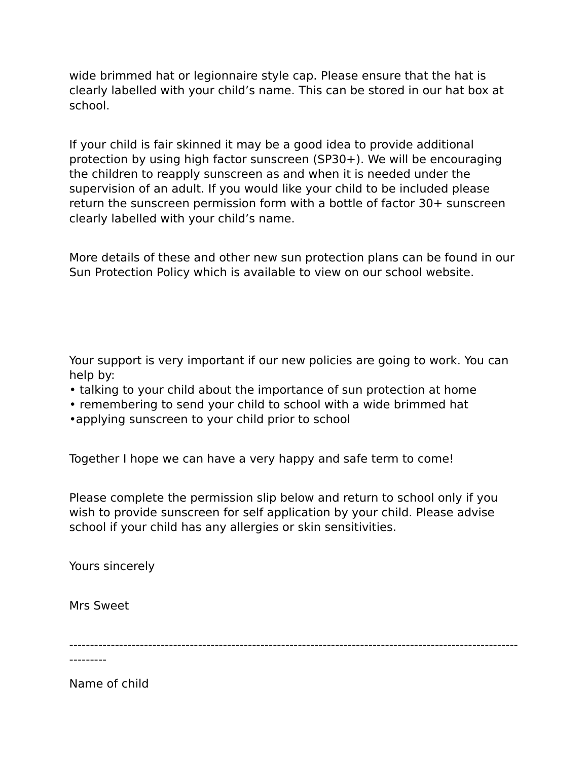wide brimmed hat or legionnaire style cap. Please ensure that the hat is clearly labelled with your child's name. This can be stored in our hat box at school.

If your child is fair skinned it may be a good idea to provide additional protection by using high factor sunscreen (SP30+). We will be encouraging the children to reapply sunscreen as and when it is needed under the supervision of an adult. If you would like your child to be included please return the sunscreen permission form with a bottle of factor 30+ sunscreen clearly labelled with your child's name.

More details of these and other new sun protection plans can be found in our Sun Protection Policy which is available to view on our school website.

Your support is very important if our new policies are going to work. You can help by:

- talking to your child about the importance of sun protection at home
- remembering to send your child to school with a wide brimmed hat
- applying sunscreen to your child prior to school

Together I hope we can have a very happy and safe term to come!

Please complete the permission slip below and return to school only if you wish to provide sunscreen for self application by your child. Please advise school if your child has any allergies or skin sensitivities.

Yours sincerely

Mrs Sweet

---------------------------------------------------------------------------------------------------------------------

Name of child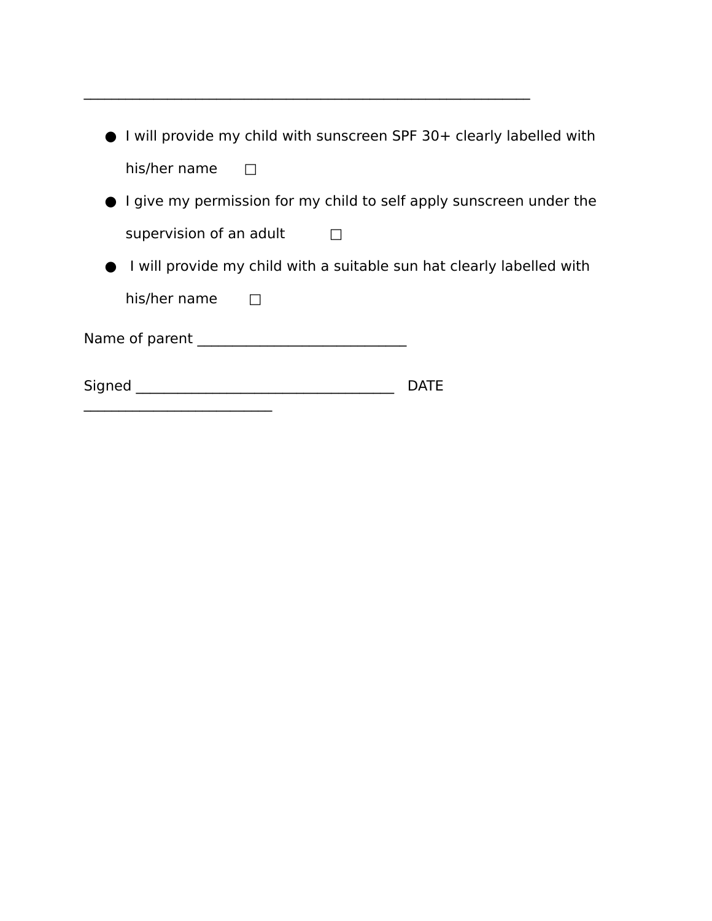___________________________________________________________

- I will provide my child with sunscreen SPF 30+ clearly labelled with his/her name ☐
- I give my permission for my child to self apply sunscreen under the supervision of an adult ☐
- I will provide my child with a suitable sun hat clearly labelled with his/her name ☐

Name of parent ____________________________

Signed ___________________________________ DATE _________________________